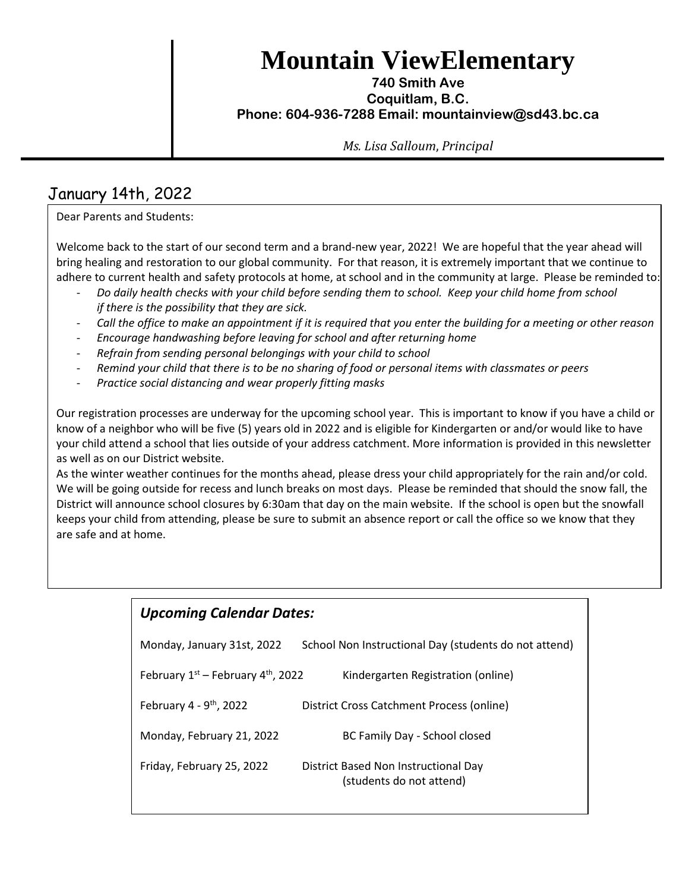# Mountain ViewElementary

**740 Smith Ave**
**Coquitlam, B.C.**
**Phone: 604-936-7288 Email: mountainview@sd43.bc.ca**

*Ms. Lisa Salloum, Principal*

## January 14th, 2022

Dear Parents and Students:

Welcome back to the start of our second term and a brand-new year, 2022! We are hopeful that the year ahead will bring healing and restoration to our global community. For that reason, it is extremely important that we continue to adhere to current health and safety protocols at home, at school and in the community at large. Please be reminded to:

- *Do daily health checks with your child before sending them to school. Keep your child home from school if there is the possibility that they are sick.*
- *Call the office to make an appointment if it is required that you enter the building for a meeting or other reason*
- *Encourage handwashing before leaving for school and after returning home*
- *Refrain from sending personal belongings with your child to school*
- *Remind your child that there is to be no sharing of food or personal items with classmates or peers*
- *Practice social distancing and wear properly fitting masks*

Our registration processes are underway for the upcoming school year. This is important to know if you have a child or know of a neighbor who will be five (5) years old in 2022 and is eligible for Kindergarten or and/or would like to have your child attend a school that lies outside of your address catchment. More information is provided in this newsletter as well as on our District website.

As the winter weather continues for the months ahead, please dress your child appropriately for the rain and/or cold. We will be going outside for recess and lunch breaks on most days. Please be reminded that should the snow fall, the District will announce school closures by 6:30am that day on the main website. If the school is open but the snowfall keeps your child from attending, please be sure to submit an absence report or call the office so we know that they are safe and at home.

### *Upcoming Calendar Dates:*

| | |
|---|---|
| Monday, January 31st, 2022 | School Non Instructional Day (students do not attend) |
| February 1st – February 4th, 2022 | Kindergarten Registration (online) |
| February 4 - 9th, 2022 | District Cross Catchment Process (online) |
| Monday, February 21, 2022 | BC Family Day - School closed |
| Friday, February 25, 2022 | District Based Non Instructional Day (students do not attend) |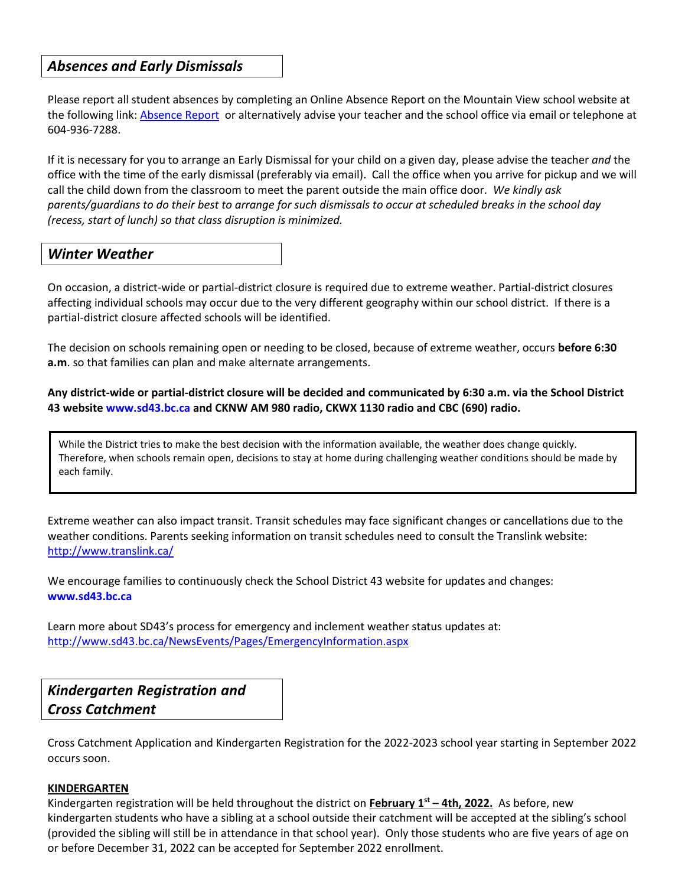## *Absences and Early Dismissals*

Please report all student absences by completing an Online Absence Report on the Mountain View school website at the following link: [Absence Report](#) or alternatively advise your teacher and the school office via email or telephone at 604-936-7288.

If it is necessary for you to arrange an Early Dismissal for your child on a given day, please advise the teacher *and* the office with the time of the early dismissal (preferably via email). Call the office when you arrive for pickup and we will call the child down from the classroom to meet the parent outside the main office door. *We kindly ask parents/guardians to do their best to arrange for such dismissals to occur at scheduled breaks in the school day (recess, start of lunch) so that class disruption is minimized.*

## *Winter Weather*

On occasion, a district-wide or partial-district closure is required due to extreme weather. Partial-district closures affecting individual schools may occur due to the very different geography within our school district. If there is a partial-district closure affected schools will be identified.

The decision on schools remaining open or needing to be closed, because of extreme weather, occurs **before 6:30 a.m**. so that families can plan and make alternate arrangements.

**Any district-wide or partial-district closure will be decided and communicated by 6:30 a.m. via the School District 43 website www.sd43.bc.ca and CKNW AM 980 radio, CKWX 1130 radio and CBC (690) radio.**

> While the District tries to make the best decision with the information available, the weather does change quickly. Therefore, when schools remain open, decisions to stay at home during challenging weather conditions should be made by each family.

Extreme weather can also impact transit. Transit schedules may face significant changes or cancellations due to the weather conditions. Parents seeking information on transit schedules need to consult the Translink website: http://www.translink.ca/

We encourage families to continuously check the School District 43 website for updates and changes: **www.sd43.bc.ca**

Learn more about SD43's process for emergency and inclement weather status updates at: http://www.sd43.bc.ca/NewsEvents/Pages/EmergencyInformation.aspx

## *Kindergarten Registration and Cross Catchment*

Cross Catchment Application and Kindergarten Registration for the 2022-2023 school year starting in September 2022 occurs soon.

**KINDERGARTEN**

Kindergarten registration will be held throughout the district on **February 1st – 4th, 2022.** As before, new kindergarten students who have a sibling at a school outside their catchment will be accepted at the sibling's school (provided the sibling will still be in attendance in that school year). Only those students who are five years of age on or before December 31, 2022 can be accepted for September 2022 enrollment.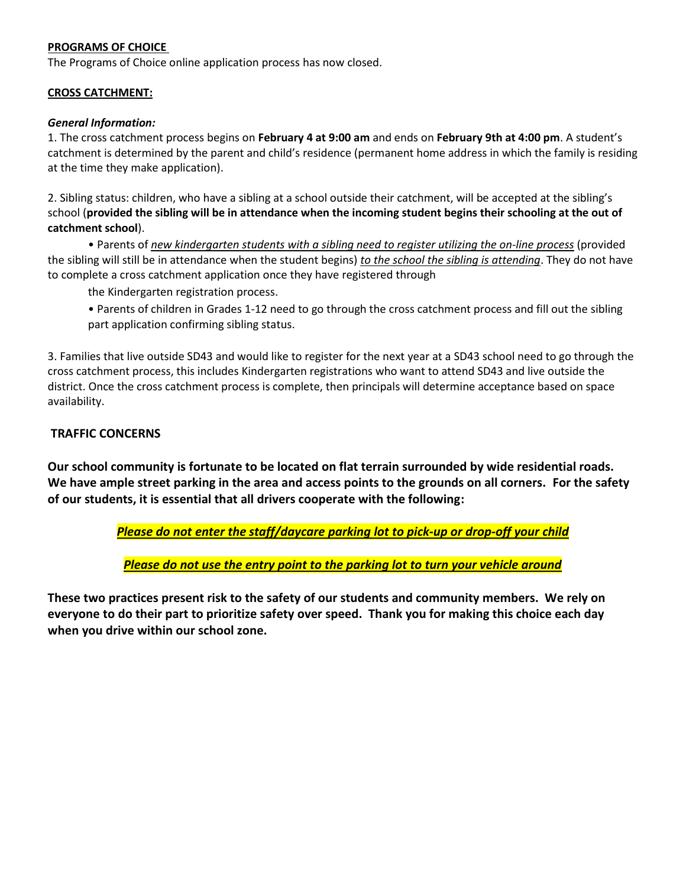**PROGRAMS OF CHOICE**

The Programs of Choice online application process has now closed.

**CROSS CATCHMENT:**

***General Information:***

1. The cross catchment process begins on **February 4 at 9:00 am** and ends on **February 9th at 4:00 pm**. A student's catchment is determined by the parent and child's residence (permanent home address in which the family is residing at the time they make application).

2. Sibling status: children, who have a sibling at a school outside their catchment, will be accepted at the sibling's school (**provided the sibling will be in attendance when the incoming student begins their schooling at the out of catchment school**).

   - Parents of *new kindergarten students with a sibling need to register utilizing the on-line process* (provided the sibling will still be in attendance when the student begins) *to the school the sibling is attending*. They do not have to complete a cross catchment application once they have registered through the Kindergarten registration process.
   - Parents of children in Grades 1-12 need to go through the cross catchment process and fill out the sibling part application confirming sibling status.

3. Families that live outside SD43 and would like to register for the next year at a SD43 school need to go through the cross catchment process, this includes Kindergarten registrations who want to attend SD43 and live outside the district. Once the cross catchment process is complete, then principals will determine acceptance based on space availability.

**TRAFFIC CONCERNS**

**Our school community is fortunate to be located on flat terrain surrounded by wide residential roads. We have ample street parking in the area and access points to the grounds on all corners. For the safety of our students, it is essential that all drivers cooperate with the following:**

***Please do not enter the staff/daycare parking lot to pick-up or drop-off your child***

***Please do not use the entry point to the parking lot to turn your vehicle around***

**These two practices present risk to the safety of our students and community members. We rely on everyone to do their part to prioritize safety over speed. Thank you for making this choice each day when you drive within our school zone.**